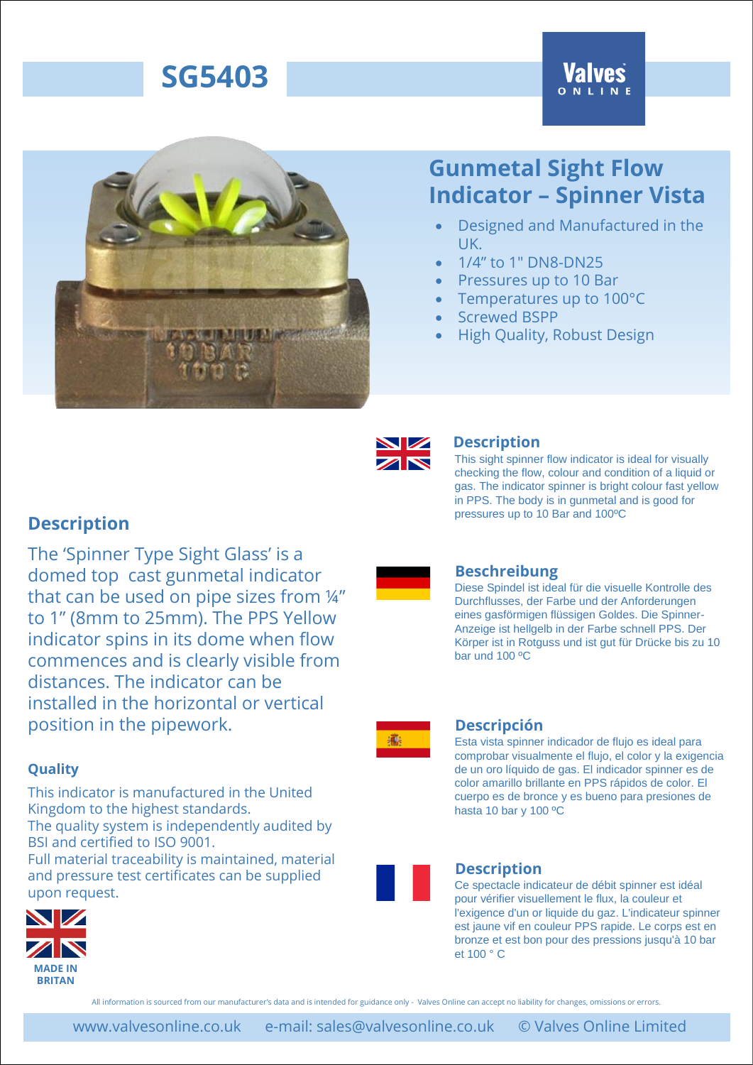# SG5403

## Gunmetal Sight Flow Indicator – Spinner Vista

- Designed and Manufactured in the UK.
- 1/4" to 1" DN8-DN25
- Pressures up to 10 Bar
- Temperatures up to 100°C
- Screwed BSPP
- High Quality, Robust Design

## Description

The 'Spinner Type Sight Glass' is a domed top cast gunmetal indicator that can be used on pipe sizes from ¼" to 1" (8mm to 25mm). The PPS Yellow indicator spins in its dome when flow commences and is clearly visible from distances. The indicator can be installed in the horizontal or vertical position in the pipework.

### Quality

This indicator is manufactured in the United Kingdom to the highest standards.
The quality system is independently audited by BSI and certified to ISO 9001.
Full material traceability is maintained, material and pressure test certificates can be supplied upon request.

MADE IN BRITAN

### Description

This sight spinner flow indicator is ideal for visually checking the flow, colour and condition of a liquid or gas. The indicator spinner is bright colour fast yellow in PPS. The body is in gunmetal and is good for pressures up to 10 Bar and 100ºC

### Beschreibung

Diese Spindel ist ideal für die visuelle Kontrolle des Durchflusses, der Farbe und der Anforderungen eines gasförmigen flüssigen Goldes. Die Spinner-Anzeige ist hellgelb in der Farbe schnell PPS. Der Körper ist in Rotguss und ist gut für Drücke bis zu 10 bar und 100 ºC

### Descripción

Esta vista spinner indicador de flujo es ideal para comprobar visualmente el flujo, el color y la exigencia de un oro líquido de gas. El indicador spinner es de color amarillo brillante en PPS rápidos de color. El cuerpo es de bronce y es bueno para presiones de hasta 10 bar y 100 ºC

### Description

Ce spectacle indicateur de débit spinner est idéal pour vérifier visuellement le flux, la couleur et l'exigence d'un or liquide du gaz. L'indicateur spinner est jaune vif en couleur PPS rapide. Le corps est en bronze et est bon pour des pressions jusqu'à 10 bar et 100 ° C

All information is sourced from our manufacturer's data and is intended for guidance only - Valves Online can accept no liability for changes, omissions or errors.

www.valvesonline.co.uk e-mail: sales@valvesonline.co.uk © Valves Online Limited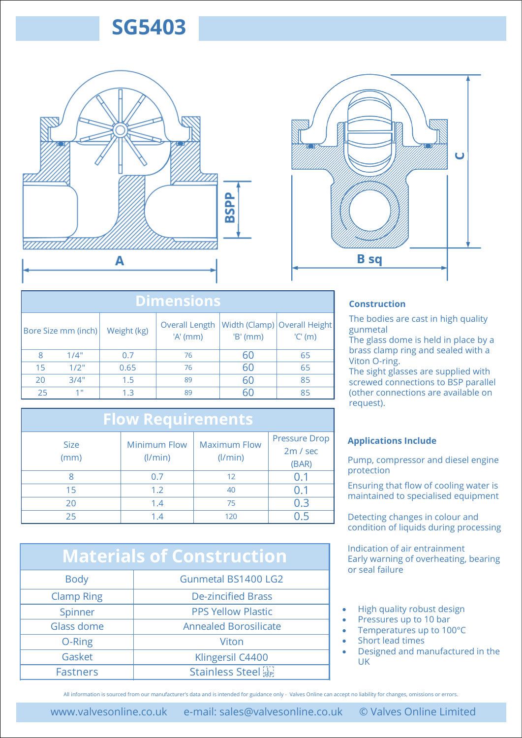# SG5403

A

BSPP

B sq

C

## Dimensions

| Bore Size mm (inch) | | Weight (kg) | Overall Length 'A' (mm) | Width (Clamp) 'B' (mm) | Overall Height 'C' (m) |
|---|---|---|---|---|---|
| 8 | 1/4" | 0.7 | 76 | 60 | 65 |
| 15 | 1/2" | 0.65 | 76 | 60 | 65 |
| 20 | 3/4" | 1.5 | 89 | 60 | 85 |
| 25 | 1" | 1.3 | 89 | 60 | 85 |

## Flow Requirements

| Size (mm) | Minimum Flow (l/min) | Maximum Flow (l/min) | Pressure Drop 2m / sec (BAR) |
|---|---|---|---|
| 8 | 0.7 | 12 | 0.1 |
| 15 | 1.2 | 40 | 0.1 |
| 20 | 1.4 | 75 | 0.3 |
| 25 | 1.4 | 120 | 0.5 |

## Materials of Construction

| | |
|---|---|
| Body | Gunmetal BS1400 LG2 |
| Clamp Ring | De-zincified Brass |
| Spinner | PPS Yellow Plastic |
| Glass dome | Annealed Borosilicate |
| O-Ring | Viton |
| Gasket | Klingersil C4400 |
| Fastners | Stainless Steel |

### Construction

The bodies are cast in high quality gunmetal
The glass dome is held in place by a brass clamp ring and sealed with a Viton O-ring.
The sight glasses are supplied with screwed connections to BSP parallel (other connections are available on request).

### Applications Include

Pump, compressor and diesel engine protection

Ensuring that flow of cooling water is maintained to specialised equipment

Detecting changes in colour and condition of liquids during processing

Indication of air entrainment
Early warning of overheating, bearing or seal failure

- High quality robust design
- Pressures up to 10 bar
- Temperatures up to 100°C
- Short lead times
- Designed and manufactured in the UK

All information is sourced from our manufacturer's data and is intended for guidance only - Valves Online can accept no liability for changes, omissions or errors.

www.valvesonline.co.uk e-mail: sales@valvesonline.co.uk © Valves Online Limited